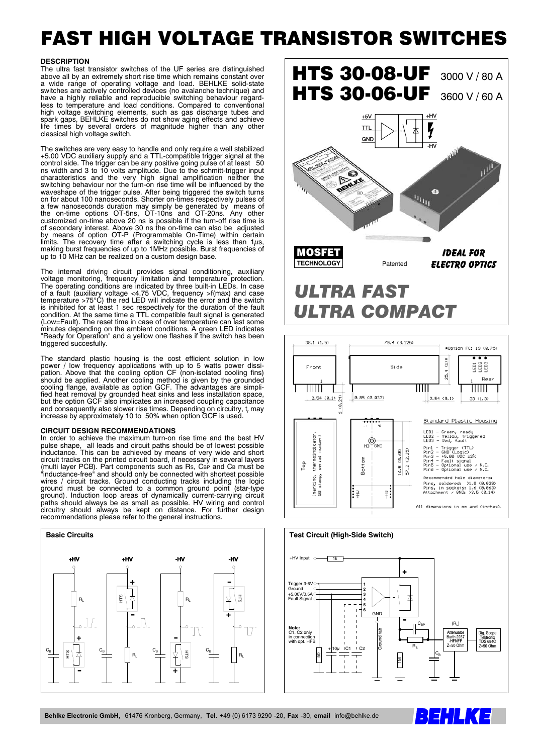# FAST HIGH VOLTAGE TRANSISTOR SWITCHES

## HTS 30-08-UF 3000 V / 80 A
## HTS 30-06-UF 3600 V / 60 A

**MOSFET TECHNOLOGY**

Patented

*IDEAL FOR ELECTRO OPTICS*

## *ULTRA FAST ULTRA COMPACT*

### DESCRIPTION

The ultra fast transistor switches of the UF series are distinguished above all by an extremely short rise time which remains constant over a wide range of operating voltage and load. BEHLKE solid-state switches are actively controlled devices (no avalanche technique) and have a highly reliable and reproducible switching behaviour regardless to temperature and load conditions. Compared to conventional high voltage switching elements, such as gas discharge tubes and spark gaps, BEHLKE switches do not show aging effects and achieve life times by several orders of magnitude higher than any other classical high voltage switch.

The switches are very easy to handle and only require a well stabilized +5.00 VDC auxiliary supply and a TTL-compatible trigger signal at the control side. The trigger can be any positive going pulse of at least 50 ns width and 3 to 10 volts amplitude. Due to the schmitt-trigger input characteristics and the very high signal amplification neither the switching behaviour nor the turn-on rise time will be influenced by the waveshape of the trigger pulse. After being triggered the switch turns on for about 100 nanoseconds. Shorter on-times respectively pulses of a few nanoseconds duration may simply be generated by means of the on-time options OT-5ns, OT-10ns and OT-20ns. Any other customized on-time above 20 ns is possible if the turn-off rise time is of secondary interest. Above 30 ns the on-time can also be adjusted by means of option OT-P (Programmable On-Time) within certain limits. The recovery time after a switching cycle is less than 1µs, making burst frequencies of up to 1MHz possible. Burst frequencies of up to 10 MHz can be realized on a custom design base.

The internal driving circuit provides signal conditioning, auxiliary voltage monitoring, frequency limitation and temperature protection. The operating conditions are indicated by three built-in LEDs. In case of a fault (auxiliary voltage <4.75 VDC, frequency >f(max) and case temperature >75°C) the red LED will indicate the error and the switch is inhibited for at least 1 sec respectively for the duration of the fault condition. At the same time a TTL compatible fault signal is generated (Low=Fault). The reset time in case of over temperature can last some minutes depending on the ambient conditions. A green LED indicates "Ready for Operation" and a yellow one flashes if the switch has been triggered succesfully.

The standard plastic housing is the cost efficient solution in low power / low frequency applications with up to 5 watts power dissipation. Above that the cooling option CF (non-isolated cooling fins) should be applied. Another cooling method is given by the grounded cooling flange, available as option GCF. The advantages are simplified heat removal by grounded heat sinks and less installation space, but the option GCF also implicates an increased coupling capacitance and consequently also slower rise times. Depending on circuitry, $t_r$ may increase by approximately 10 to 50% when option GCF is used.

### CIRCUIT DESIGN RECOMMENDATIONS

In order to achieve the maximum turn-on rise time and the best HV pulse shape, all leads and circuit paths should be of lowest possible inductance. This can be achieved by means of very wide and short circuit tracks on the printed circuit board, if necessary in several layers (multi layer PCB). Part components such as $R_S$, $C_{BP}$ and $C_B$ must be "inductance-free" and should only be connected with shortest possible wires / circuit tracks. Ground conducting tracks including the logic ground must be connected to a common ground point (star-type ground). Induction loop areas of dynamically current-carrying circuit paths should always be as small as possible. HV wiring and control circuitry should always be kept on distance. For further design recommendations please refer to the general instructions.

### Standard Plastic Housing

38.1 (1.5) — 79.4 (3.125) — *Option FC: 19 (0.75) — 25.4 (1)* — 2.54 (0.1) — 0.85 (0.033) — 2.54 (0.1) — 33 (1.3) — 6 (0.24) — 16.5 (0.65) — 57.2 (2.25)

Front / Side / Rear / Top (marking, thermoindicator, QS stamp, serial number) / Bottom / M3 GND / +HV / -HV

LED1 – Green, ready
LED2 – Yellow, triggered
LED3 – Red, fault

Pin1 – Trigger (TTL)
Pin2 – GND (Logic)
Pin3 – +5.00 VDC ±2%
Pin4 – Fault signal
Pin5 – Optional use / N.C.
Pin6 – Optional use / N.C.

Recommended hole diameters:
Pins, soldered: >1.0 (0.039)
Pins, in sockets: 1.6 (0.063)
Attachment / GND: >3.5 (0.14)

All dimensions in mm and (inches).

### Basic Circuits

+HV, +HV, -HV, -HV, $R_L$, HTS, $C_B$

### Test Circuit (High-Side Switch)

+HV Input, 1k, Trigger 3-6V, Ground, +5.00V/0.5A, Fault Signal, GND, Ground tab, $C_{BP}$, $(R_L)$, $R_S$, $C_B$, 1M, 50, +10µ, C1, C2, Attenuator Barth 2237 -HFNFP Z=50 Ohm, Dig. Scope Tektronix TDS 684C Z=50 Ohm

Note: C1, C2 only in connection with opt. HFB

**Behlke Electronic GmbH,** 61476 Kronberg, Germany, **Tel.** +49 (0) 6173 9290 -20, **Fax** -30, **email** info@behlke.de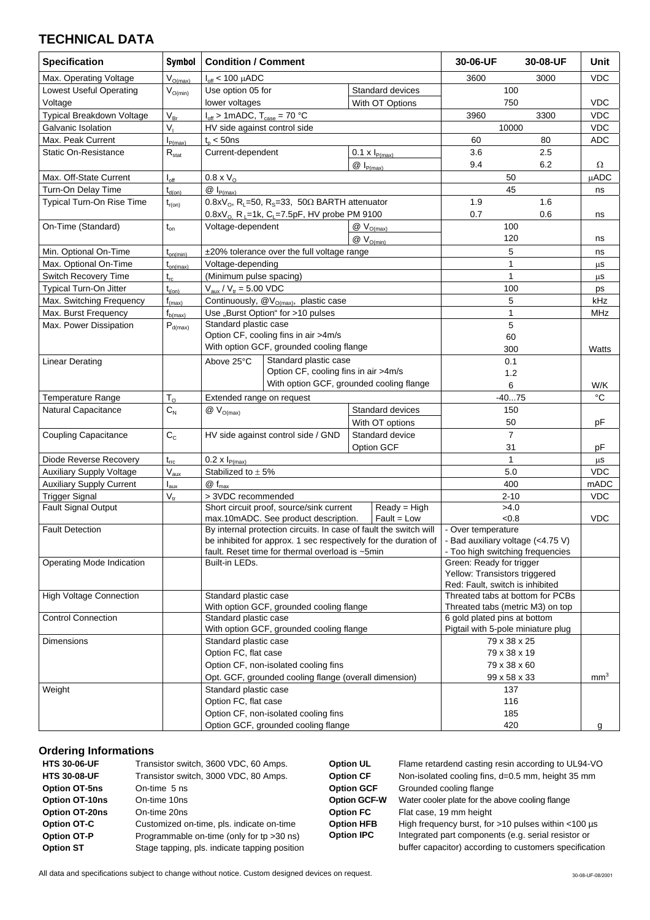## TECHNICAL DATA

| Specification | Symbol | Condition / Comment | | 30-06-UF | 30-08-UF | Unit |
|---|---|---|---|---|---|---|
| Max. Operating Voltage | $V_{O(max)}$ | $I_{off}$ < 100 µADC | | 3600 | 3000 | VDC |
| Lowest Useful Operating Voltage | $V_{O(min)}$ | Use option 05 for lower voltages | Standard devices | 100 | | |
| | | | With OT Options | 750 | | VDC |
| Typical Breakdown Voltage | $V_{Br}$ | $I_{off}$ > 1mADC, $T_{case}$ = 70 °C | | 3960 | 3300 | VDC |
| Galvanic Isolation | $V_I$ | HV side against control side | | 10000 | | VDC |
| Max. Peak Current | $I_{P(max)}$ | $t_p$ < 50ns | | 60 | 80 | ADC |
| Static On-Resistance | $R_{stat}$ | Current-dependent | 0.1 x $I_{P(max)}$ | 3.6 | 2.5 | |
| | | | @ $I_{P(max)}$ | 9.4 | 6.2 | Ω |
| Max. Off-State Current | $I_{off}$ | 0.8 x $V_O$ | | 50 | | µADC |
| Turn-On Delay Time | $t_{d(on)}$ | @ $I_{P(max)}$ | | 45 | | ns |
| Typical Turn-On Rise Time | $t_{r(on)}$ | 0.8x$V_O$, $R_L$=50, $R_S$=33, 50Ω BARTH attenuator | | 1.9 | 1.6 | |
| | | 0.8x$V_O$, $R_L$=1k, $C_L$=7.5pF, HV probe PM 9100 | | 0.7 | 0.6 | ns |
| On-Time (Standard) | $t_{on}$ | Voltage-dependent | @ $V_{O(max)}$ | 100 | | |
| | | | @ $V_{O(min)}$ | 120 | | ns |
| Min. Optional On-Time | $t_{on(min)}$ | ±20% tolerance over the full voltage range | | 5 | | ns |
| Max. Optional On-Time | $t_{on(max)}$ | Voltage-depending | | 1 | | µs |
| Switch Recovery Time | $t_{rc}$ | (Minimum pulse spacing) | | 1 | | µs |
| Typical Turn-On Jitter | $t_{j(on)}$ | $V_{aux}$ / $V_{tr}$ = 5.00 VDC | | 100 | | ps |
| Max. Switching Frequency | $f_{(max)}$ | Continuously, @$V_{O(max)}$, plastic case | | 5 | | kHz |
| Max. Burst Frequency | $f_{b(max)}$ | Use „Burst Option" for >10 pulses | | 1 | | MHz |
| Max. Power Dissipation | $P_{d(max)}$ | Standard plastic case | | 5 | | |
| | | Option CF, cooling fins in air >4m/s | | 60 | | |
| | | With option GCF, grounded cooling flange | | 300 | | Watts |
| Linear Derating | | Above 25°C | Standard plastic case | 0.1 | | |
| | | | Option CF, cooling fins in air >4m/s | 1.2 | | |
| | | | With option GCF, grounded cooling flange | 6 | | W/K |
| Temperature Range | $T_O$ | Extended range on request | | -40...75 | | °C |
| Natural Capacitance | $C_N$ | @ $V_{O(max)}$ | Standard devices | 150 | | |
| | | | With OT options | 50 | | pF |
| Coupling Capacitance | $C_C$ | HV side against control side / GND | Standard device | 7 | | |
| | | | Option GCF | 31 | | pF |
| Diode Reverse Recovery | $t_{rrc}$ | 0.2 x $I_{P(max)}$ | | 1 | | µs |
| Auxiliary Supply Voltage | $V_{aux}$ | Stabilized to ± 5% | | 5.0 | | VDC |
| Auxiliary Supply Current | $I_{aux}$ | @ $f_{max}$ | | 400 | | mADC |
| Trigger Signal | $V_{tr}$ | > 3VDC recommended | | 2-10 | | VDC |
| Fault Signal Output | | Short circuit proof, source/sink current | Ready = High | >4.0 | | |
| | | max.10mADC. See product description. | Fault = Low | <0.8 | | VDC |
| Fault Detection | | By internal protection circuits. In case of fault the switch will be inhibited for approx. 1 sec respectively for the duration of fault. Reset time for thermal overload is ~5min | | - Over temperature<br>- Bad auxiliary voltage (<4.75 V)<br>- Too high switching frequencies | | |
| Operating Mode Indication | | Built-in LEDs. | | Green: Ready for trigger<br>Yellow: Transistors triggered<br>Red: Fault, switch is inhibited | | |
| High Voltage Connection | | Standard plastic case | | Threated tabs at bottom for PCBs | | |
| | | With option GCF, grounded cooling flange | | Threated tabs (metric M3) on top | | |
| Control Connection | | Standard plastic case | | 6 gold plated pins at bottom | | |
| | | With option GCF, grounded cooling flange | | Pigtail with 5-pole miniature plug | | |
| Dimensions | | Standard plastic case | | 79 x 38 x 25 | | |
| | | Option FC, flat case | | 79 x 38 x 19 | | |
| | | Option CF, non-isolated cooling fins | | 79 x 38 x 60 | | |
| | | Opt. GCF, grounded cooling flange (overall dimension) | | 99 x 58 x 33 | | mm³ |
| Weight | | Standard plastic case | | 137 | | |
| | | Option FC, flat case | | 116 | | |
| | | Option CF, non-isolated cooling fins | | 185 | | |
| | | Option GCF, grounded cooling flange | | 420 | | g |

### Ordering Informations

| | |
|---|---|
| **HTS 30-06-UF** | Transistor switch, 3600 VDC, 60 Amps. |
| **HTS 30-08-UF** | Transistor switch, 3000 VDC, 80 Amps. |
| **Option OT-5ns** | On-time 5 ns |
| **Option OT-10ns** | On-time 10ns |
| **Option OT-20ns** | On-time 20ns |
| **Option OT-C** | Customized on-time, pls. indicate on-time |
| **Option OT-P** | Programmable on-time (only for tp >30 ns) |
| **Option ST** | Stage tapping, pls. indicate tapping position |
| **Option UL** | Flame retardend casting resin according to UL94-VO |
| **Option CF** | Non-isolated cooling fins, d=0.5 mm, height 35 mm |
| **Option GCF** | Grounded cooling flange |
| **Option GCF-W** | Water cooler plate for the above cooling flange |
| **Option FC** | Flat case, 19 mm height |
| **Option HFB** | High frequency burst, for >10 pulses within <100 µs |
| **Option IPC** | Integrated part components (e.g. serial resistor or buffer capacitor) according to customers specification |

All data and specifications subject to change without notice. Custom designed devices on request.

30-08-UF-08/2001